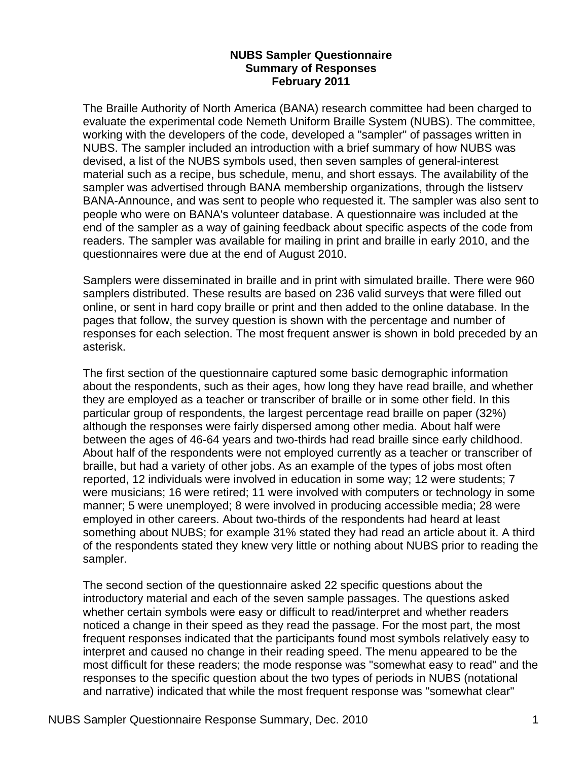# NUBS Sampler Questionnaire
## Summary of Responses
## February 2011

The Braille Authority of North America (BANA) research committee had been charged to evaluate the experimental code Nemeth Uniform Braille System (NUBS). The committee, working with the developers of the code, developed a "sampler" of passages written in NUBS. The sampler included an introduction with a brief summary of how NUBS was devised, a list of the NUBS symbols used, then seven samples of general-interest material such as a recipe, bus schedule, menu, and short essays. The availability of the sampler was advertised through BANA membership organizations, through the listserv BANA-Announce, and was sent to people who requested it. The sampler was also sent to people who were on BANA's volunteer database. A questionnaire was included at the end of the sampler as a way of gaining feedback about specific aspects of the code from readers. The sampler was available for mailing in print and braille in early 2010, and the questionnaires were due at the end of August 2010.

Samplers were disseminated in braille and in print with simulated braille. There were 960 samplers distributed. These results are based on 236 valid surveys that were filled out online, or sent in hard copy braille or print and then added to the online database. In the pages that follow, the survey question is shown with the percentage and number of responses for each selection. The most frequent answer is shown in bold preceded by an asterisk.

The first section of the questionnaire captured some basic demographic information about the respondents, such as their ages, how long they have read braille, and whether they are employed as a teacher or transcriber of braille or in some other field. In this particular group of respondents, the largest percentage read braille on paper (32%) although the responses were fairly dispersed among other media. About half were between the ages of 46-64 years and two-thirds had read braille since early childhood. About half of the respondents were not employed currently as a teacher or transcriber of braille, but had a variety of other jobs. As an example of the types of jobs most often reported, 12 individuals were involved in education in some way; 12 were students; 7 were musicians; 16 were retired; 11 were involved with computers or technology in some manner; 5 were unemployed; 8 were involved in producing accessible media; 28 were employed in other careers. About two-thirds of the respondents had heard at least something about NUBS; for example 31% stated they had read an article about it. A third of the respondents stated they knew very little or nothing about NUBS prior to reading the sampler.

The second section of the questionnaire asked 22 specific questions about the introductory material and each of the seven sample passages. The questions asked whether certain symbols were easy or difficult to read/interpret and whether readers noticed a change in their speed as they read the passage. For the most part, the most frequent responses indicated that the participants found most symbols relatively easy to interpret and caused no change in their reading speed. The menu appeared to be the most difficult for these readers; the mode response was "somewhat easy to read" and the responses to the specific question about the two types of periods in NUBS (notational and narrative) indicated that while the most frequent response was "somewhat clear"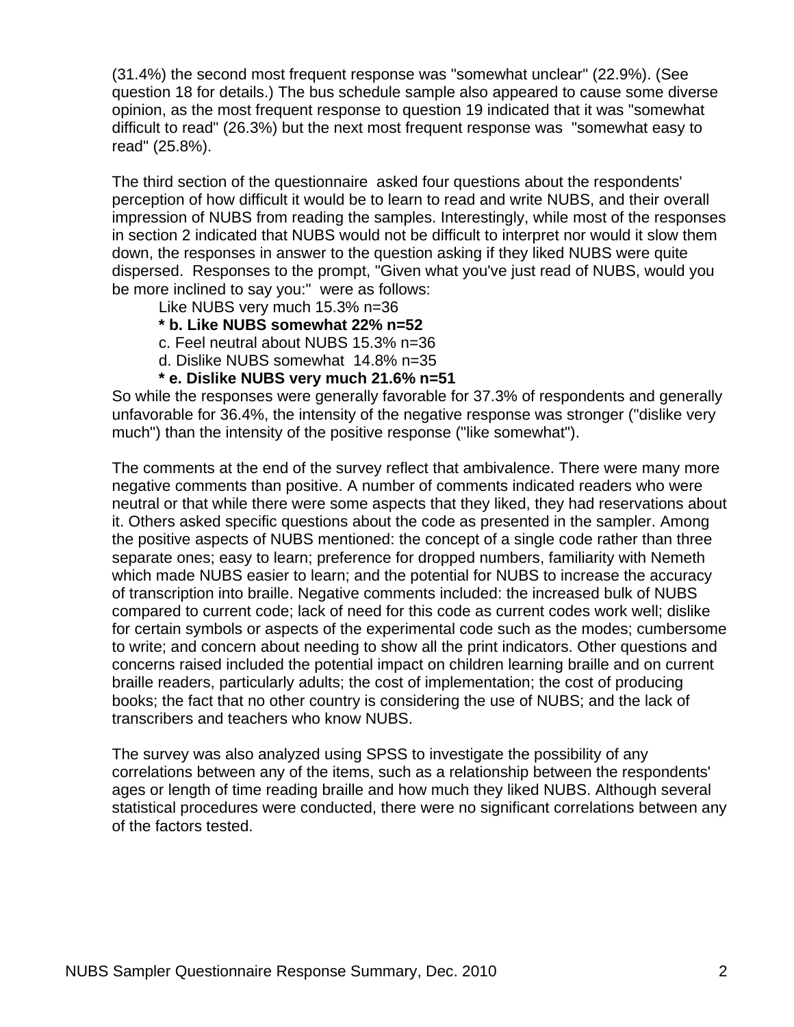(31.4%) the second most frequent response was "somewhat unclear" (22.9%). (See question 18 for details.) The bus schedule sample also appeared to cause some diverse opinion, as the most frequent response to question 19 indicated that it was "somewhat difficult to read" (26.3%) but the next most frequent response was "somewhat easy to read" (25.8%).

The third section of the questionnaire asked four questions about the respondents' perception of how difficult it would be to learn to read and write NUBS, and their overall impression of NUBS from reading the samples. Interestingly, while most of the responses in section 2 indicated that NUBS would not be difficult to interpret nor would it slow them down, the responses in answer to the question asking if they liked NUBS were quite dispersed. Responses to the prompt, "Given what you've just read of NUBS, would you be more inclined to say you:" were as follows:

Like NUBS very much 15.3% n=36
**\* b. Like NUBS somewhat 22% n=52**
c. Feel neutral about NUBS 15.3% n=36
d. Dislike NUBS somewhat 14.8% n=35
**\* e. Dislike NUBS very much 21.6% n=51**

So while the responses were generally favorable for 37.3% of respondents and generally unfavorable for 36.4%, the intensity of the negative response was stronger ("dislike very much") than the intensity of the positive response ("like somewhat").

The comments at the end of the survey reflect that ambivalence. There were many more negative comments than positive. A number of comments indicated readers who were neutral or that while there were some aspects that they liked, they had reservations about it. Others asked specific questions about the code as presented in the sampler. Among the positive aspects of NUBS mentioned: the concept of a single code rather than three separate ones; easy to learn; preference for dropped numbers, familiarity with Nemeth which made NUBS easier to learn; and the potential for NUBS to increase the accuracy of transcription into braille. Negative comments included: the increased bulk of NUBS compared to current code; lack of need for this code as current codes work well; dislike for certain symbols or aspects of the experimental code such as the modes; cumbersome to write; and concern about needing to show all the print indicators. Other questions and concerns raised included the potential impact on children learning braille and on current braille readers, particularly adults; the cost of implementation; the cost of producing books; the fact that no other country is considering the use of NUBS; and the lack of transcribers and teachers who know NUBS.

The survey was also analyzed using SPSS to investigate the possibility of any correlations between any of the items, such as a relationship between the respondents' ages or length of time reading braille and how much they liked NUBS. Although several statistical procedures were conducted, there were no significant correlations between any of the factors tested.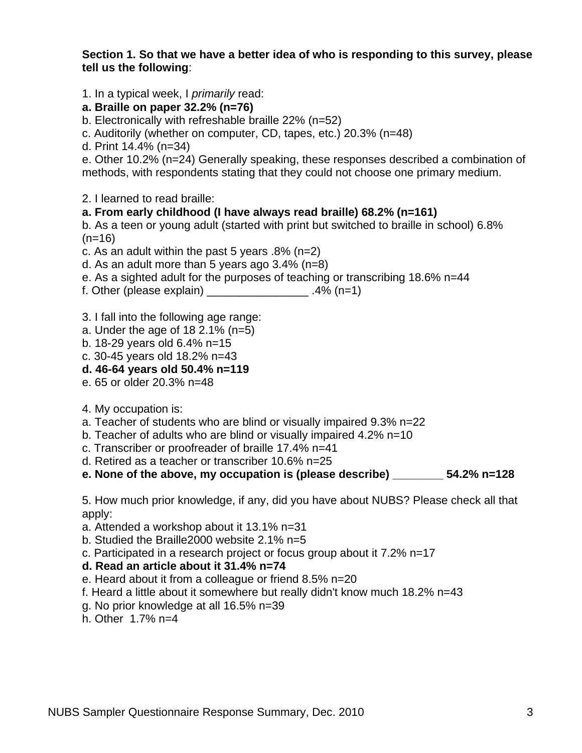**Section 1. So that we have a better idea of who is responding to this survey, please tell us the following**:

1. In a typical week, I *primarily* read:

**a. Braille on paper 32.2% (n=76)**
b. Electronically with refreshable braille 22% (n=52)
c. Auditorily (whether on computer, CD, tapes, etc.) 20.3% (n=48)
d. Print 14.4% (n=34)
e. Other 10.2% (n=24) Generally speaking, these responses described a combination of methods, with respondents stating that they could not choose one primary medium.

2. I learned to read braille:

**a. From early childhood (I have always read braille) 68.2% (n=161)**
b. As a teen or young adult (started with print but switched to braille in school) 6.8% (n=16)
c. As an adult within the past 5 years .8% (n=2)
d. As an adult more than 5 years ago 3.4% (n=8)
e. As a sighted adult for the purposes of teaching or transcribing 18.6% n=44
f. Other (please explain) ________________ .4% (n=1)

3. I fall into the following age range:

a. Under the age of 18 2.1% (n=5)
b. 18-29 years old 6.4% n=15
c. 30-45 years old 18.2% n=43
**d. 46-64 years old 50.4% n=119**
e. 65 or older 20.3% n=48

4. My occupation is:

a. Teacher of students who are blind or visually impaired 9.3% n=22
b. Teacher of adults who are blind or visually impaired 4.2% n=10
c. Transcriber or proofreader of braille 17.4% n=41
d. Retired as a teacher or transcriber 10.6% n=25
**e. None of the above, my occupation is (please describe) ________ 54.2% n=128**

5. How much prior knowledge, if any, did you have about NUBS? Please check all that apply:

a. Attended a workshop about it 13.1% n=31
b. Studied the Braille2000 website 2.1% n=5
c. Participated in a research project or focus group about it 7.2% n=17
**d. Read an article about it 31.4% n=74**
e. Heard about it from a colleague or friend 8.5% n=20
f. Heard a little about it somewhere but really didn't know much 18.2% n=43
g. No prior knowledge at all 16.5% n=39
h. Other 1.7% n=4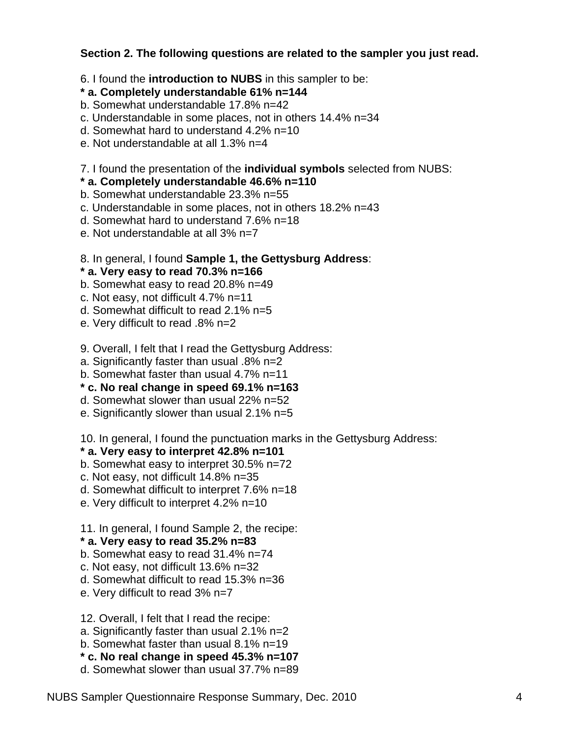**Section 2. The following questions are related to the sampler you just read.**

6. I found the **introduction to NUBS** in this sampler to be:

**\* a. Completely understandable 61% n=144**
b. Somewhat understandable 17.8% n=42
c. Understandable in some places, not in others 14.4% n=34
d. Somewhat hard to understand 4.2% n=10
e. Not understandable at all 1.3% n=4

7. I found the presentation of the **individual symbols** selected from NUBS:

**\* a. Completely understandable 46.6% n=110**
b. Somewhat understandable 23.3% n=55
c. Understandable in some places, not in others 18.2% n=43
d. Somewhat hard to understand 7.6% n=18
e. Not understandable at all 3% n=7

8. In general, I found **Sample 1, the Gettysburg Address**:

**\* a. Very easy to read 70.3% n=166**
b. Somewhat easy to read 20.8% n=49
c. Not easy, not difficult 4.7% n=11
d. Somewhat difficult to read 2.1% n=5
e. Very difficult to read .8% n=2

9. Overall, I felt that I read the Gettysburg Address:

a. Significantly faster than usual .8% n=2
b. Somewhat faster than usual 4.7% n=11
**\* c. No real change in speed 69.1% n=163**
d. Somewhat slower than usual 22% n=52
e. Significantly slower than usual 2.1% n=5

10. In general, I found the punctuation marks in the Gettysburg Address:

**\* a. Very easy to interpret 42.8% n=101**
b. Somewhat easy to interpret 30.5% n=72
c. Not easy, not difficult 14.8% n=35
d. Somewhat difficult to interpret 7.6% n=18
e. Very difficult to interpret 4.2% n=10

11. In general, I found Sample 2, the recipe:

**\* a. Very easy to read 35.2% n=83**
b. Somewhat easy to read 31.4% n=74
c. Not easy, not difficult 13.6% n=32
d. Somewhat difficult to read 15.3% n=36
e. Very difficult to read 3% n=7

12. Overall, I felt that I read the recipe:

a. Significantly faster than usual 2.1% n=2
b. Somewhat faster than usual 8.1% n=19
**\* c. No real change in speed 45.3% n=107**
d. Somewhat slower than usual 37.7% n=89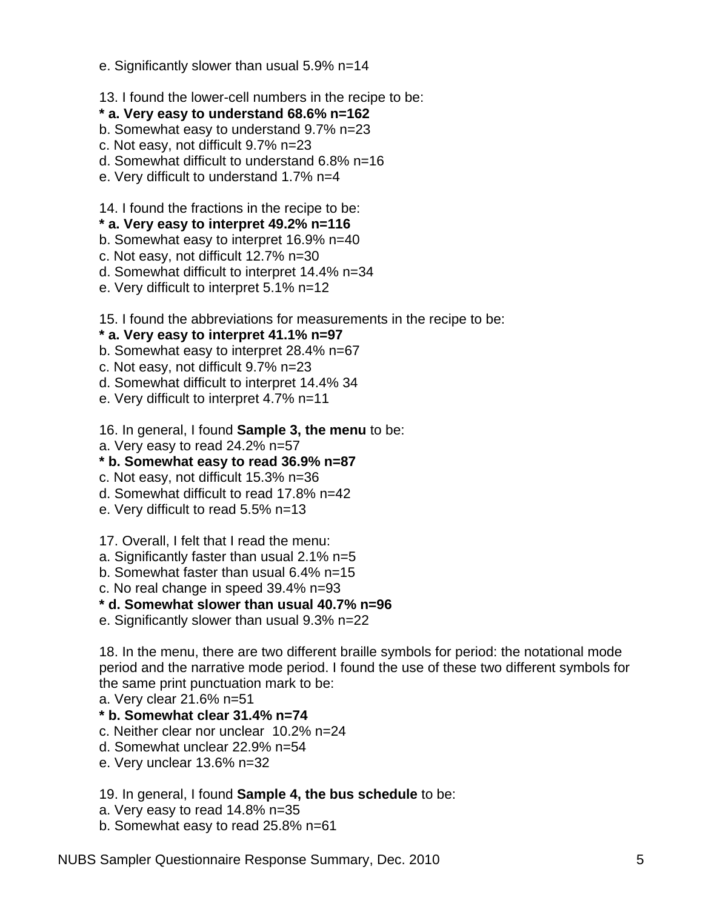e. Significantly slower than usual 5.9% n=14

13. I found the lower-cell numbers in the recipe to be:
**\* a. Very easy to understand 68.6% n=162**
b. Somewhat easy to understand 9.7% n=23
c. Not easy, not difficult 9.7% n=23
d. Somewhat difficult to understand 6.8% n=16
e. Very difficult to understand 1.7% n=4

14. I found the fractions in the recipe to be:
**\* a. Very easy to interpret 49.2% n=116**
b. Somewhat easy to interpret 16.9% n=40
c. Not easy, not difficult 12.7% n=30
d. Somewhat difficult to interpret 14.4% n=34
e. Very difficult to interpret 5.1% n=12

15. I found the abbreviations for measurements in the recipe to be:
**\* a. Very easy to interpret 41.1% n=97**
b. Somewhat easy to interpret 28.4% n=67
c. Not easy, not difficult 9.7% n=23
d. Somewhat difficult to interpret 14.4% 34
e. Very difficult to interpret 4.7% n=11

16. In general, I found **Sample 3, the menu** to be:
a. Very easy to read 24.2% n=57
**\* b. Somewhat easy to read 36.9% n=87**
c. Not easy, not difficult 15.3% n=36
d. Somewhat difficult to read 17.8% n=42
e. Very difficult to read 5.5% n=13

17. Overall, I felt that I read the menu:
a. Significantly faster than usual 2.1% n=5
b. Somewhat faster than usual 6.4% n=15
c. No real change in speed 39.4% n=93
**\* d. Somewhat slower than usual 40.7% n=96**
e. Significantly slower than usual 9.3% n=22

18. In the menu, there are two different braille symbols for period: the notational mode period and the narrative mode period. I found the use of these two different symbols for the same print punctuation mark to be:
a. Very clear 21.6% n=51
**\* b. Somewhat clear 31.4% n=74**
c. Neither clear nor unclear 10.2% n=24
d. Somewhat unclear 22.9% n=54
e. Very unclear 13.6% n=32

19. In general, I found **Sample 4, the bus schedule** to be:
a. Very easy to read 14.8% n=35
b. Somewhat easy to read 25.8% n=61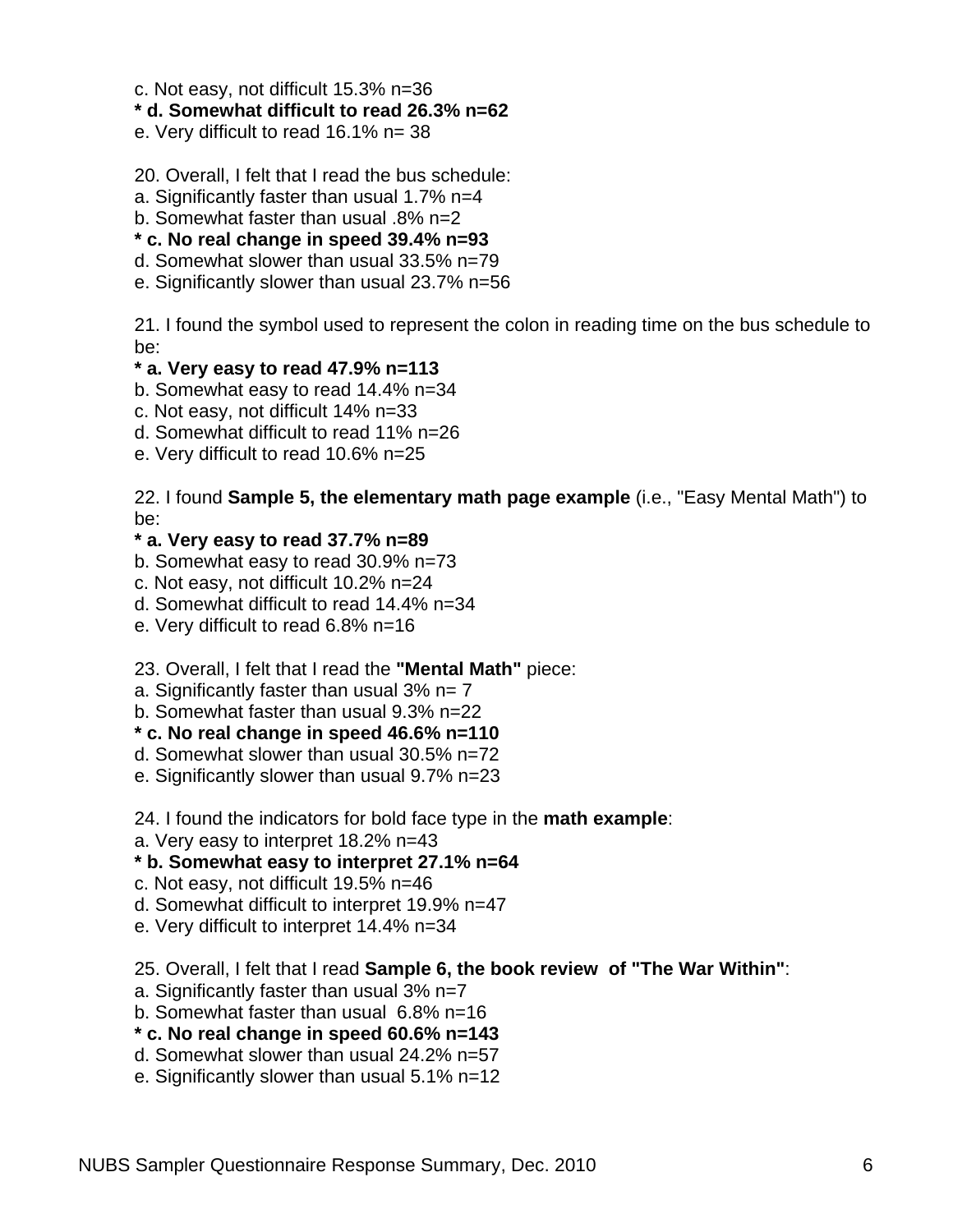c. Not easy, not difficult 15.3% n=36
**\* d. Somewhat difficult to read 26.3% n=62**
e. Very difficult to read 16.1% n= 38

20. Overall, I felt that I read the bus schedule:
a. Significantly faster than usual 1.7% n=4
b. Somewhat faster than usual .8% n=2
**\* c. No real change in speed 39.4% n=93**
d. Somewhat slower than usual 33.5% n=79
e. Significantly slower than usual 23.7% n=56

21. I found the symbol used to represent the colon in reading time on the bus schedule to be:
**\* a. Very easy to read 47.9% n=113**
b. Somewhat easy to read 14.4% n=34
c. Not easy, not difficult 14% n=33
d. Somewhat difficult to read 11% n=26
e. Very difficult to read 10.6% n=25

22. I found **Sample 5, the elementary math page example** (i.e., "Easy Mental Math") to be:
**\* a. Very easy to read 37.7% n=89**
b. Somewhat easy to read 30.9% n=73
c. Not easy, not difficult 10.2% n=24
d. Somewhat difficult to read 14.4% n=34
e. Very difficult to read 6.8% n=16

23. Overall, I felt that I read the **"Mental Math"** piece:
a. Significantly faster than usual 3% n= 7
b. Somewhat faster than usual 9.3% n=22
**\* c. No real change in speed 46.6% n=110**
d. Somewhat slower than usual 30.5% n=72
e. Significantly slower than usual 9.7% n=23

24. I found the indicators for bold face type in the **math example**:
a. Very easy to interpret 18.2% n=43
**\* b. Somewhat easy to interpret 27.1% n=64**
c. Not easy, not difficult 19.5% n=46
d. Somewhat difficult to interpret 19.9% n=47
e. Very difficult to interpret 14.4% n=34

25. Overall, I felt that I read **Sample 6, the book review of "The War Within"**:
a. Significantly faster than usual 3% n=7
b. Somewhat faster than usual 6.8% n=16
**\* c. No real change in speed 60.6% n=143**
d. Somewhat slower than usual 24.2% n=57
e. Significantly slower than usual 5.1% n=12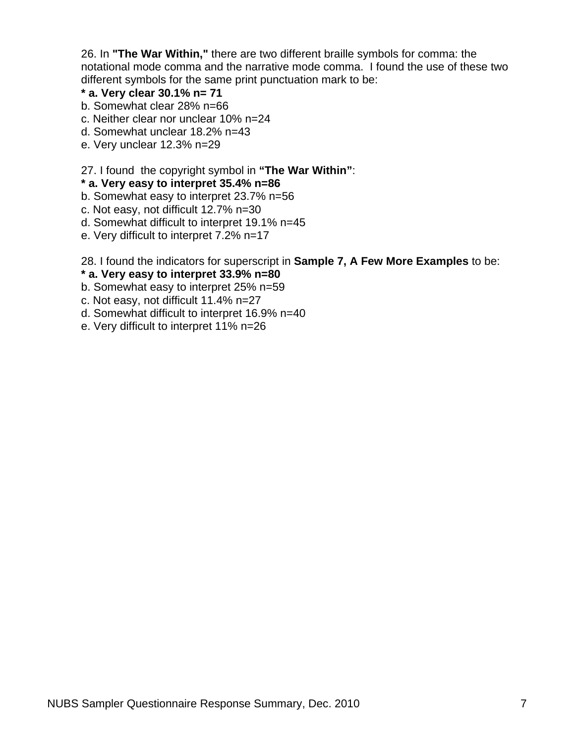26. In **"The War Within,"** there are two different braille symbols for comma: the notational mode comma and the narrative mode comma.  I found the use of these two different symbols for the same print punctuation mark to be:

**\* a. Very clear 30.1% n= 71**

b. Somewhat clear 28% n=66

c. Neither clear nor unclear 10% n=24

d. Somewhat unclear 18.2% n=43

e. Very unclear 12.3% n=29

27. I found  the copyright symbol in **“The War Within”**:

**\* a. Very easy to interpret 35.4% n=86**

b. Somewhat easy to interpret 23.7% n=56

c. Not easy, not difficult 12.7% n=30

d. Somewhat difficult to interpret 19.1% n=45

e. Very difficult to interpret 7.2% n=17

28. I found the indicators for superscript in **Sample 7, A Few More Examples** to be:

**\* a. Very easy to interpret 33.9% n=80**

b. Somewhat easy to interpret 25% n=59

c. Not easy, not difficult 11.4% n=27

d. Somewhat difficult to interpret 16.9% n=40

e. Very difficult to interpret 11% n=26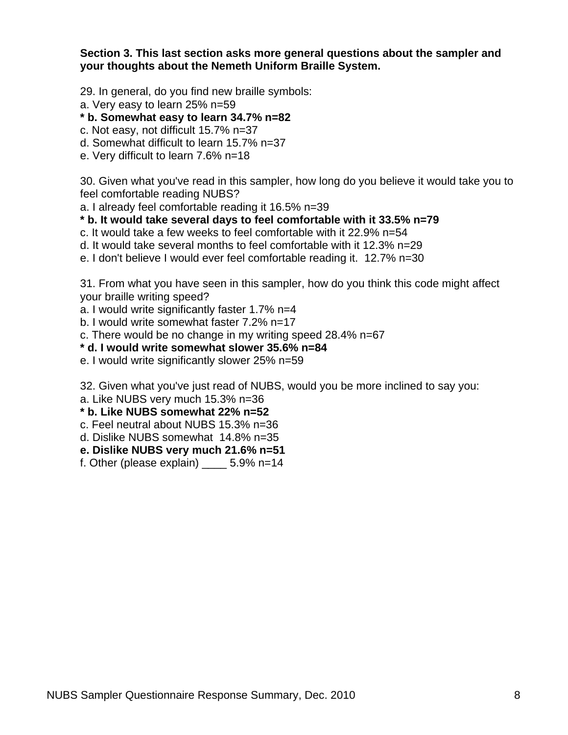**Section 3. This last section asks more general questions about the sampler and your thoughts about the Nemeth Uniform Braille System.**

29. In general, do you find new braille symbols:
a. Very easy to learn 25% n=59
**\* b. Somewhat easy to learn 34.7% n=82**
c. Not easy, not difficult 15.7% n=37
d. Somewhat difficult to learn 15.7% n=37
e. Very difficult to learn 7.6% n=18

30. Given what you've read in this sampler, how long do you believe it would take you to feel comfortable reading NUBS?
a. I already feel comfortable reading it 16.5% n=39
**\* b. It would take several days to feel comfortable with it 33.5% n=79**
c. It would take a few weeks to feel comfortable with it 22.9% n=54
d. It would take several months to feel comfortable with it 12.3% n=29
e. I don't believe I would ever feel comfortable reading it. 12.7% n=30

31. From what you have seen in this sampler, how do you think this code might affect your braille writing speed?
a. I would write significantly faster 1.7% n=4
b. I would write somewhat faster 7.2% n=17
c. There would be no change in my writing speed 28.4% n=67
**\* d. I would write somewhat slower 35.6% n=84**
e. I would write significantly slower 25% n=59

32. Given what you've just read of NUBS, would you be more inclined to say you:
a. Like NUBS very much 15.3% n=36
**\* b. Like NUBS somewhat 22% n=52**
c. Feel neutral about NUBS 15.3% n=36
d. Dislike NUBS somewhat 14.8% n=35
**e. Dislike NUBS very much 21.6% n=51**
f. Other (please explain) ____ 5.9% n=14